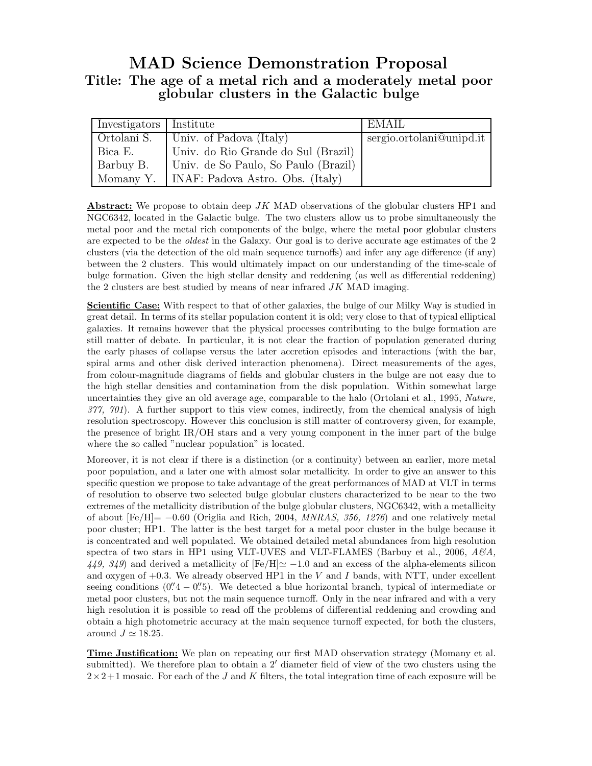# MAD Science Demonstration Proposal

## Title: The age of a metal rich and a moderately metal poor globular clusters in the Galactic bulge

| Investigators | Institute | EMAIL |
| --- | --- | --- |
| Ortolani S. | Univ. of Padova (Italy) | sergio.ortolani@unipd.it |
| Bica E. | Univ. do Rio Grande do Sul (Brazil) | |
| Barbuy B. | Univ. de So Paulo, So Paulo (Brazil) | |
| Momany Y. | INAF: Padova Astro. Obs. (Italy) | |

**Abstract:** We propose to obtain deep *JK* MAD observations of the globular clusters HP1 and NGC6342, located in the Galactic bulge. The two clusters allow us to probe simultaneously the metal poor and the metal rich components of the bulge, where the metal poor globular clusters are expected to be the *oldest* in the Galaxy. Our goal is to derive accurate age estimates of the 2 clusters (via the detection of the old main sequence turnoffs) and infer any age difference (if any) between the 2 clusters. This would ultimately impact on our understanding of the time-scale of bulge formation. Given the high stellar density and reddening (as well as differential reddening) the 2 clusters are best studied by means of near infrared *JK* MAD imaging.

**Scientific Case:** With respect to that of other galaxies, the bulge of our Milky Way is studied in great detail. In terms of its stellar population content it is old; very close to that of typical elliptical galaxies. It remains however that the physical processes contributing to the bulge formation are still matter of debate. In particular, it is not clear the fraction of population generated during the early phases of collapse versus the later accretion episodes and interactions (with the bar, spiral arms and other disk derived interaction phenomena). Direct measurements of the ages, from colour-magnitude diagrams of fields and globular clusters in the bulge are not easy due to the high stellar densities and contamination from the disk population. Within somewhat large uncertainties they give an old average age, comparable to the halo (Ortolani et al., 1995, *Nature, 377, 701*). A further support to this view comes, indirectly, from the chemical analysis of high resolution spectroscopy. However this conclusion is still matter of controversy given, for example, the presence of bright IR/OH stars and a very young component in the inner part of the bulge where the so called "nuclear population" is located.

Moreover, it is not clear if there is a distinction (or a continuity) between an earlier, more metal poor population, and a later one with almost solar metallicity. In order to give an answer to this specific question we propose to take advantage of the great performances of MAD at VLT in terms of resolution to observe two selected bulge globular clusters characterized to be near to the two extremes of the metallicity distribution of the bulge globular clusters, NGC6342, with a metallicity of about [Fe/H]$= -0.60$ (Origlia and Rich, 2004, *MNRAS, 356, 1276*) and one relatively metal poor cluster; HP1. The latter is the best target for a metal poor cluster in the bulge because it is concentrated and well populated. We obtained detailed metal abundances from high resolution spectra of two stars in HP1 using VLT-UVES and VLT-FLAMES (Barbuy et al., 2006, *A&A, 449, 349*) and derived a metallicity of [Fe/H]$\simeq -1.0$ and an excess of the alpha-elements silicon and oxygen of $+0.3$. We already observed HP1 in the *V* and *I* bands, with NTT, under excellent seeing conditions ($0\farcs4 - 0\farcs5$). We detected a blue horizontal branch, typical of intermediate or metal poor clusters, but not the main sequence turnoff. Only in the near infrared and with a very high resolution it is possible to read off the problems of differential reddening and crowding and obtain a high photometric accuracy at the main sequence turnoff expected, for both the clusters, around $J \simeq 18.25$.

**Time Justification:** We plan on repeating our first MAD observation strategy (Momany et al. submitted). We therefore plan to obtain a $2'$ diameter field of view of the two clusters using the $2\times2+1$ mosaic. For each of the *J* and *K* filters, the total integration time of each exposure will be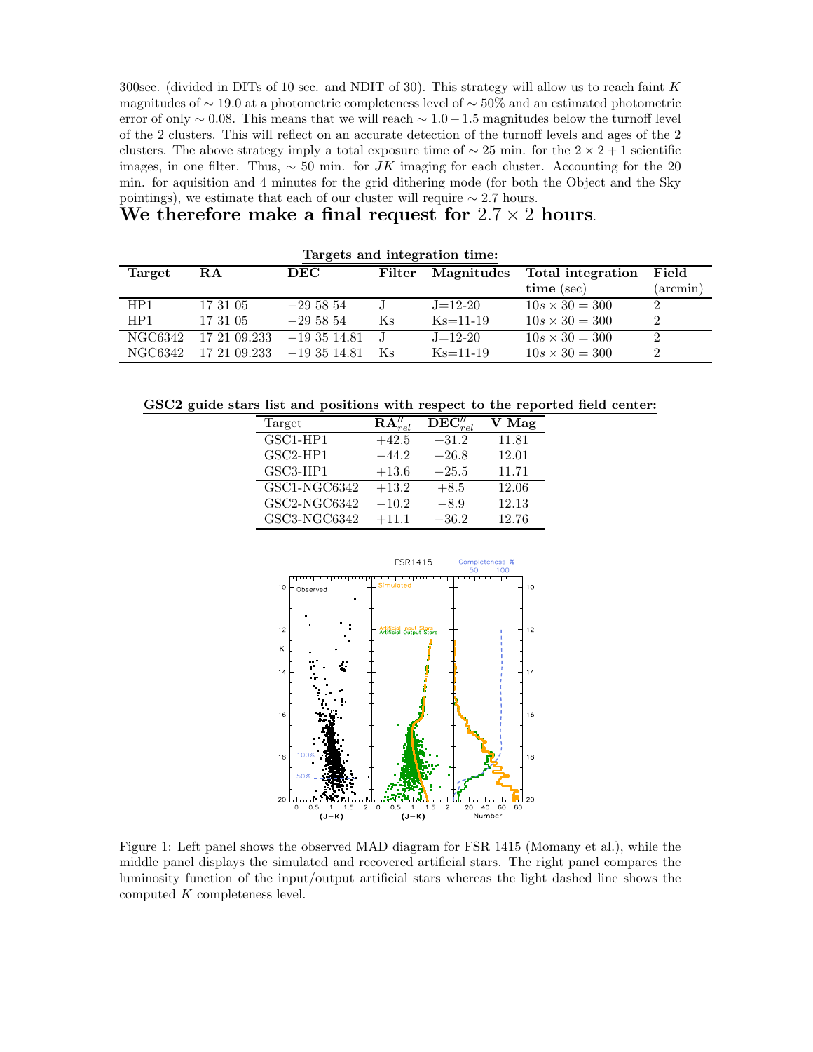300sec. (divided in DITs of 10 sec. and NDIT of 30). This strategy will allow us to reach faint $K$ magnitudes of $\sim 19.0$ at a photometric completeness level of $\sim 50\%$ and an estimated photometric error of only $\sim 0.08$. This means that we will reach $\sim 1.0-1.5$ magnitudes below the turnoff level of the 2 clusters. This will reflect on an accurate detection of the turnoff levels and ages of the 2 clusters. The above strategy imply a total exposure time of $\sim 25$ min. for the $2\times2+1$ scientific images, in one filter. Thus, $\sim 50$ min. for $JK$ imaging for each cluster. Accounting for the 20 min. for aquisition and 4 minutes for the grid dithering mode (for both the Object and the Sky pointings), we estimate that each of our cluster will require $\sim 2.7$ hours.

**We therefore make a final request for $2.7 \times 2$ hours.**

**Targets and integration time:**

| **Target** | **RA** | **DEC** | **Filter** | **Magnitudes** | **Total integration time** (sec) | **Field** (arcmin) |
|---|---|---|---|---|---|---|
| HP1 | 17 31 05 | −29 58 54 | J | J=12-20 | $10s \times 30 = 300$ | 2 |
| HP1 | 17 31 05 | −29 58 54 | Ks | Ks=11-19 | $10s \times 30 = 300$ | 2 |
| NGC6342 | 17 21 09.233 | −19 35 14.81 | J | J=12-20 | $10s \times 30 = 300$ | 2 |
| NGC6342 | 17 21 09.233 | −19 35 14.81 | Ks | Ks=11-19 | $10s \times 30 = 300$ | 2 |

**GSC2 guide stars list and positions with respect to the reported field center:**

| Target | $\mathbf{RA}''_{rel}$ | $\mathbf{DEC}''_{rel}$ | **V Mag** |
|---|---|---|---|
| GSC1-HP1 | +42.5 | +31.2 | 11.81 |
| GSC2-HP1 | −44.2 | +26.8 | 12.01 |
| GSC3-HP1 | +13.6 | −25.5 | 11.71 |
| GSC1-NGC6342 | +13.2 | +8.5 | 12.06 |
| GSC2-NGC6342 | −10.2 | −8.9 | 12.13 |
| GSC3-NGC6342 | +11.1 | −36.2 | 12.76 |

FSR1415

Completeness %
50 100

Observed
Simulated
Artificial Input Stars
Artificial Output Stars
100%
50%
K
(J−K)
(J−K)
Number

Figure 1: Left panel shows the observed MAD diagram for FSR 1415 (Momany et al.), while the middle panel displays the simulated and recovered artificial stars. The right panel compares the luminosity function of the input/output artificial stars whereas the light dashed line shows the computed $K$ completeness level.